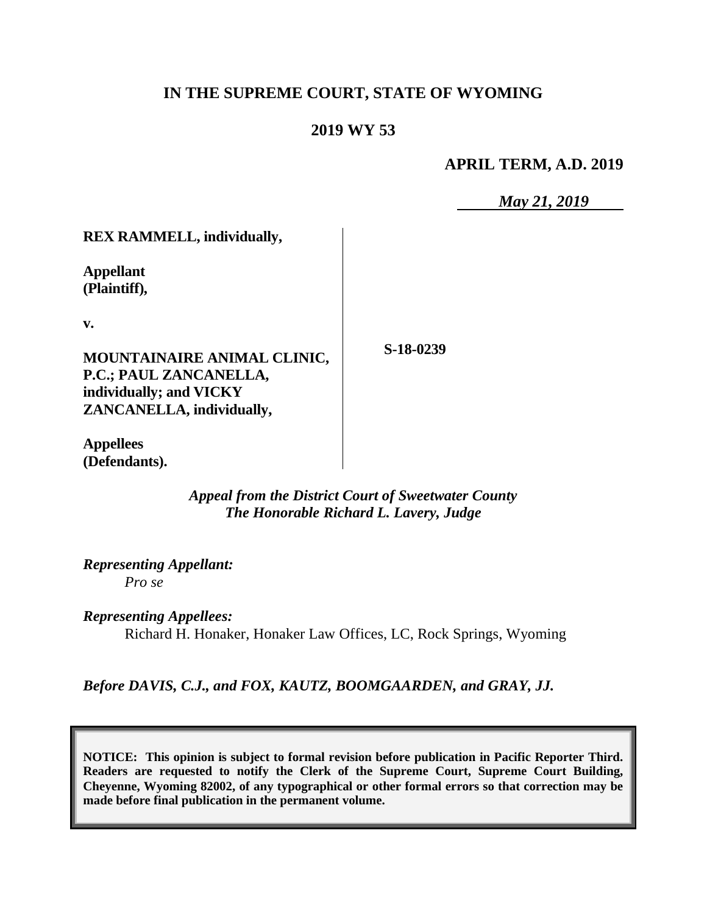**IN THE SUPREME COURT, STATE OF WYOMING**

**2019 WY 53**

**APRIL TERM, A.D. 2019**

*May 21, 2019*

| | |
|---|---|
| **REX RAMMELL, individually,**<br><br>**Appellant (Plaintiff),**<br><br>**v.**<br><br>**MOUNTAINAIRE ANIMAL CLINIC, P.C.; PAUL ZANCANELLA, individually; and VICKY ZANCANELLA, individually,**<br><br>**Appellees (Defendants).** | **S-18-0239** |

*Appeal from the District Court of Sweetwater County*
*The Honorable Richard L. Lavery, Judge*

*Representing Appellant:*
*Pro se*

*Representing Appellees:*
Richard H. Honaker, Honaker Law Offices, LC, Rock Springs, Wyoming

*Before DAVIS, C.J., and FOX, KAUTZ, BOOMGAARDEN, and GRAY, JJ.*

**NOTICE: This opinion is subject to formal revision before publication in Pacific Reporter Third. Readers are requested to notify the Clerk of the Supreme Court, Supreme Court Building, Cheyenne, Wyoming 82002, of any typographical or other formal errors so that correction may be made before final publication in the permanent volume.**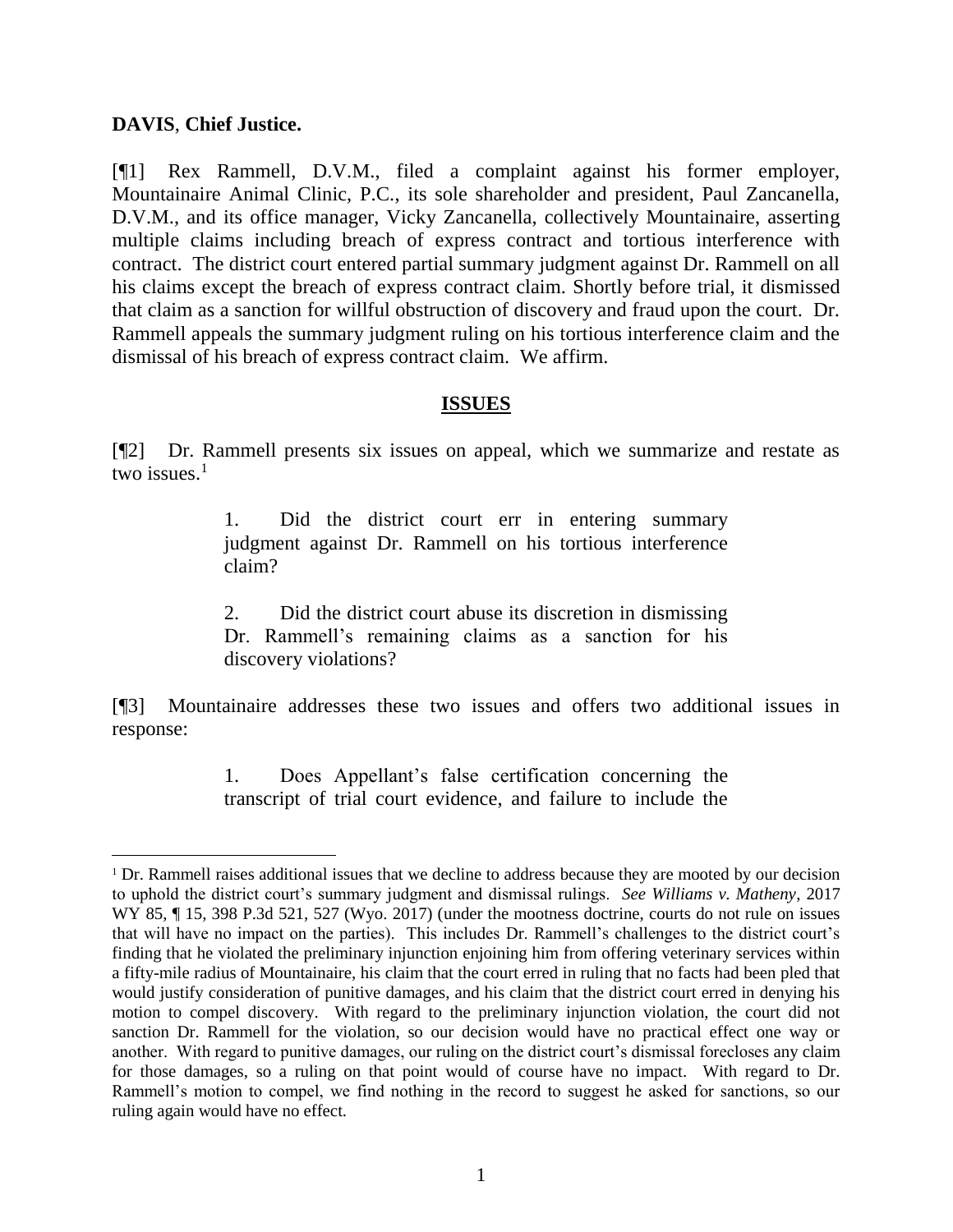**DAVIS**, **Chief Justice.**

[¶1] Rex Rammell, D.V.M., filed a complaint against his former employer, Mountainaire Animal Clinic, P.C., its sole shareholder and president, Paul Zancanella, D.V.M., and its office manager, Vicky Zancanella, collectively Mountainaire, asserting multiple claims including breach of express contract and tortious interference with contract. The district court entered partial summary judgment against Dr. Rammell on all his claims except the breach of express contract claim. Shortly before trial, it dismissed that claim as a sanction for willful obstruction of discovery and fraud upon the court. Dr. Rammell appeals the summary judgment ruling on his tortious interference claim and the dismissal of his breach of express contract claim. We affirm.

## ISSUES

[¶2] Dr. Rammell presents six issues on appeal, which we summarize and restate as two issues.[1]

> 1. Did the district court err in entering summary judgment against Dr. Rammell on his tortious interference claim?
>
> 2. Did the district court abuse its discretion in dismissing Dr. Rammell's remaining claims as a sanction for his discovery violations?

[¶3] Mountainaire addresses these two issues and offers two additional issues in response:

> 1. Does Appellant's false certification concerning the transcript of trial court evidence, and failure to include the

[1] Dr. Rammell raises additional issues that we decline to address because they are mooted by our decision to uphold the district court's summary judgment and dismissal rulings. *See Williams v. Matheny*, 2017 WY 85, ¶ 15, 398 P.3d 521, 527 (Wyo. 2017) (under the mootness doctrine, courts do not rule on issues that will have no impact on the parties). This includes Dr. Rammell's challenges to the district court's finding that he violated the preliminary injunction enjoining him from offering veterinary services within a fifty-mile radius of Mountainaire, his claim that the court erred in ruling that no facts had been pled that would justify consideration of punitive damages, and his claim that the district court erred in denying his motion to compel discovery. With regard to the preliminary injunction violation, the court did not sanction Dr. Rammell for the violation, so our decision would have no practical effect one way or another. With regard to punitive damages, our ruling on the district court's dismissal forecloses any claim for those damages, so a ruling on that point would of course have no impact. With regard to Dr. Rammell's motion to compel, we find nothing in the record to suggest he asked for sanctions, so our ruling again would have no effect.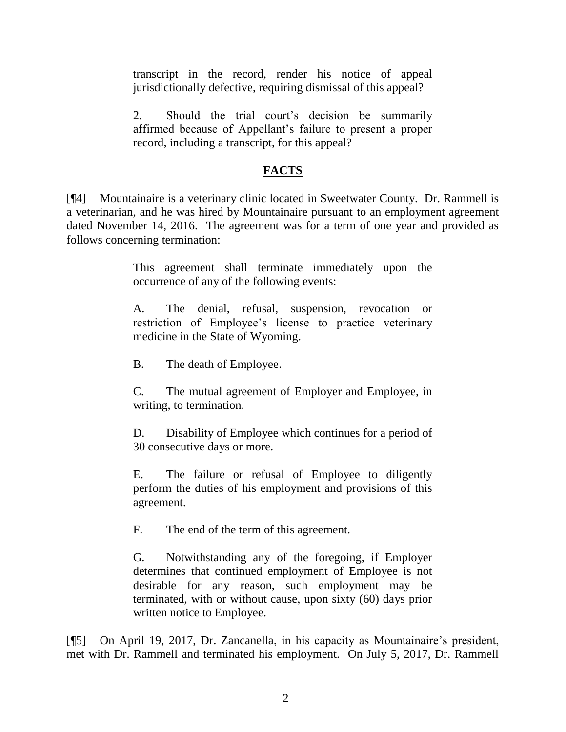transcript in the record, render his notice of appeal jurisdictionally defective, requiring dismissal of this appeal?

2. Should the trial court's decision be summarily affirmed because of Appellant's failure to present a proper record, including a transcript, for this appeal?

## FACTS

[¶4] Mountainaire is a veterinary clinic located in Sweetwater County. Dr. Rammell is a veterinarian, and he was hired by Mountainaire pursuant to an employment agreement dated November 14, 2016. The agreement was for a term of one year and provided as follows concerning termination:

> This agreement shall terminate immediately upon the occurrence of any of the following events:
>
> A. The denial, refusal, suspension, revocation or restriction of Employee's license to practice veterinary medicine in the State of Wyoming.
>
> B. The death of Employee.
>
> C. The mutual agreement of Employer and Employee, in writing, to termination.
>
> D. Disability of Employee which continues for a period of 30 consecutive days or more.
>
> E. The failure or refusal of Employee to diligently perform the duties of his employment and provisions of this agreement.
>
> F. The end of the term of this agreement.
>
> G. Notwithstanding any of the foregoing, if Employer determines that continued employment of Employee is not desirable for any reason, such employment may be terminated, with or without cause, upon sixty (60) days prior written notice to Employee.

[¶5] On April 19, 2017, Dr. Zancanella, in his capacity as Mountainaire's president, met with Dr. Rammell and terminated his employment. On July 5, 2017, Dr. Rammell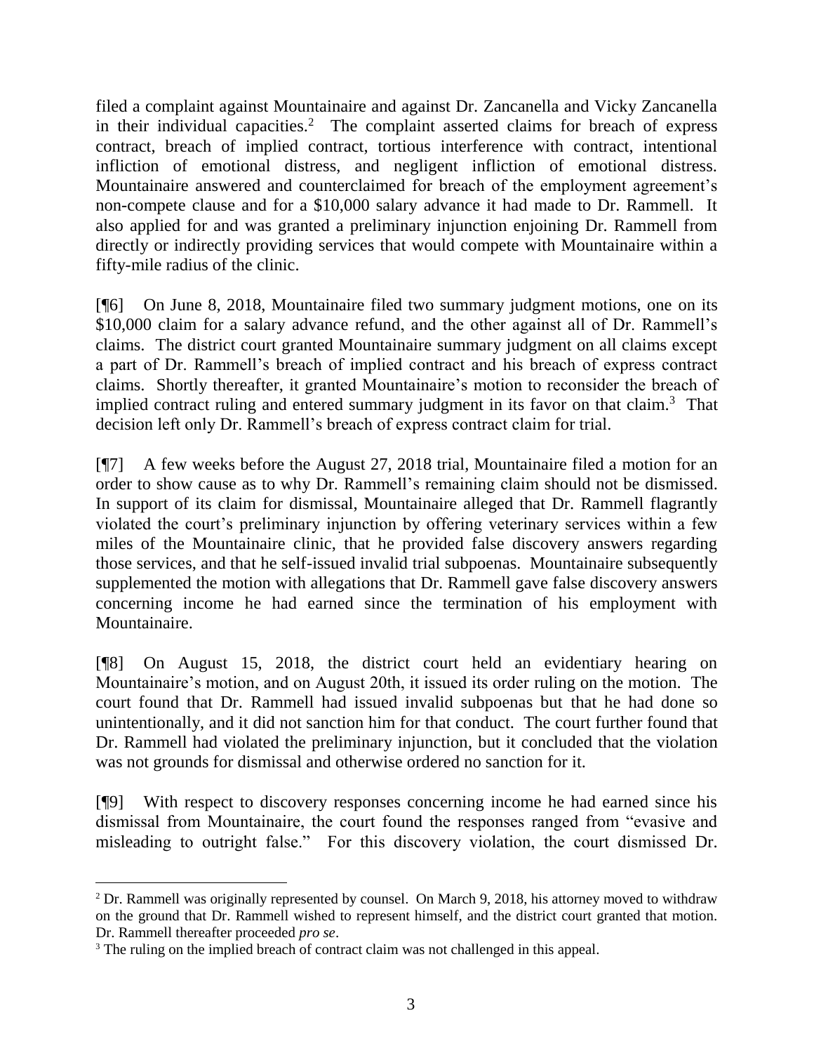filed a complaint against Mountainaire and against Dr. Zancanella and Vicky Zancanella in their individual capacities.[2] The complaint asserted claims for breach of express contract, breach of implied contract, tortious interference with contract, intentional infliction of emotional distress, and negligent infliction of emotional distress. Mountainaire answered and counterclaimed for breach of the employment agreement's non-compete clause and for a $10,000 salary advance it had made to Dr. Rammell. It also applied for and was granted a preliminary injunction enjoining Dr. Rammell from directly or indirectly providing services that would compete with Mountainaire within a fifty-mile radius of the clinic.

[¶6] On June 8, 2018, Mountainaire filed two summary judgment motions, one on its $10,000 claim for a salary advance refund, and the other against all of Dr. Rammell's claims. The district court granted Mountainaire summary judgment on all claims except a part of Dr. Rammell's breach of implied contract and his breach of express contract claims. Shortly thereafter, it granted Mountainaire's motion to reconsider the breach of implied contract ruling and entered summary judgment in its favor on that claim.[3] That decision left only Dr. Rammell's breach of express contract claim for trial.

[¶7] A few weeks before the August 27, 2018 trial, Mountainaire filed a motion for an order to show cause as to why Dr. Rammell's remaining claim should not be dismissed. In support of its claim for dismissal, Mountainaire alleged that Dr. Rammell flagrantly violated the court's preliminary injunction by offering veterinary services within a few miles of the Mountainaire clinic, that he provided false discovery answers regarding those services, and that he self-issued invalid trial subpoenas. Mountainaire subsequently supplemented the motion with allegations that Dr. Rammell gave false discovery answers concerning income he had earned since the termination of his employment with Mountainaire.

[¶8] On August 15, 2018, the district court held an evidentiary hearing on Mountainaire's motion, and on August 20th, it issued its order ruling on the motion. The court found that Dr. Rammell had issued invalid subpoenas but that he had done so unintentionally, and it did not sanction him for that conduct. The court further found that Dr. Rammell had violated the preliminary injunction, but it concluded that the violation was not grounds for dismissal and otherwise ordered no sanction for it.

[¶9] With respect to discovery responses concerning income he had earned since his dismissal from Mountainaire, the court found the responses ranged from "evasive and misleading to outright false." For this discovery violation, the court dismissed Dr.

---

[2] Dr. Rammell was originally represented by counsel. On March 9, 2018, his attorney moved to withdraw on the ground that Dr. Rammell wished to represent himself, and the district court granted that motion. Dr. Rammell thereafter proceeded *pro se*.

[3] The ruling on the implied breach of contract claim was not challenged in this appeal.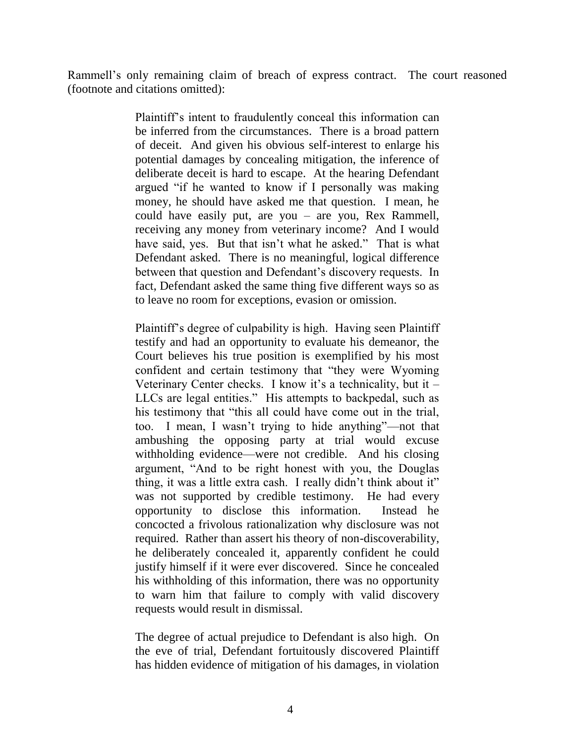Rammell's only remaining claim of breach of express contract. The court reasoned (footnote and citations omitted):

> Plaintiff's intent to fraudulently conceal this information can be inferred from the circumstances. There is a broad pattern of deceit. And given his obvious self-interest to enlarge his potential damages by concealing mitigation, the inference of deliberate deceit is hard to escape. At the hearing Defendant argued "if he wanted to know if I personally was making money, he should have asked me that question. I mean, he could have easily put, are you – are you, Rex Rammell, receiving any money from veterinary income? And I would have said, yes. But that isn't what he asked." That is what Defendant asked. There is no meaningful, logical difference between that question and Defendant's discovery requests. In fact, Defendant asked the same thing five different ways so as to leave no room for exceptions, evasion or omission.
>
> Plaintiff's degree of culpability is high. Having seen Plaintiff testify and had an opportunity to evaluate his demeanor, the Court believes his true position is exemplified by his most confident and certain testimony that "they were Wyoming Veterinary Center checks. I know it's a technicality, but it – LLCs are legal entities." His attempts to backpedal, such as his testimony that "this all could have come out in the trial, too. I mean, I wasn't trying to hide anything"—not that ambushing the opposing party at trial would excuse withholding evidence—were not credible. And his closing argument, "And to be right honest with you, the Douglas thing, it was a little extra cash. I really didn't think about it" was not supported by credible testimony. He had every opportunity to disclose this information. Instead he concocted a frivolous rationalization why disclosure was not required. Rather than assert his theory of non-discoverability, he deliberately concealed it, apparently confident he could justify himself if it were ever discovered. Since he concealed his withholding of this information, there was no opportunity to warn him that failure to comply with valid discovery requests would result in dismissal.
>
> The degree of actual prejudice to Defendant is also high. On the eve of trial, Defendant fortuitously discovered Plaintiff has hidden evidence of mitigation of his damages, in violation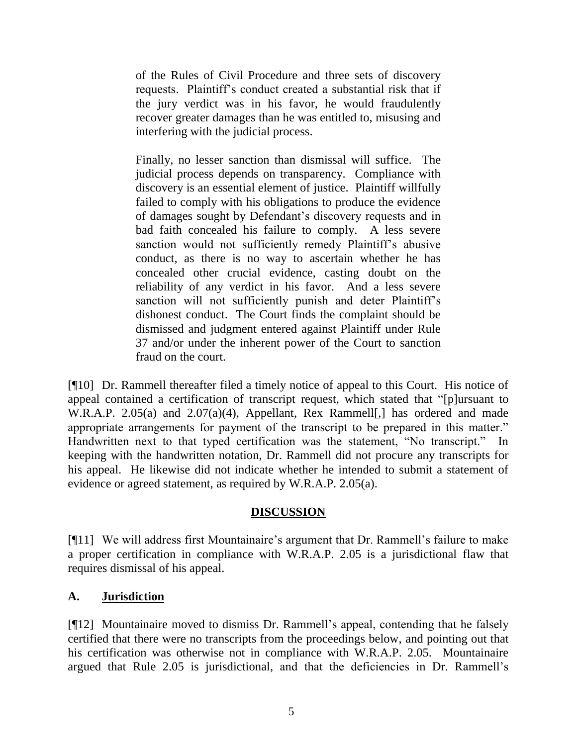> of the Rules of Civil Procedure and three sets of discovery requests. Plaintiff's conduct created a substantial risk that if the jury verdict was in his favor, he would fraudulently recover greater damages than he was entitled to, misusing and interfering with the judicial process.
>
> Finally, no lesser sanction than dismissal will suffice. The judicial process depends on transparency. Compliance with discovery is an essential element of justice. Plaintiff willfully failed to comply with his obligations to produce the evidence of damages sought by Defendant's discovery requests and in bad faith concealed his failure to comply. A less severe sanction would not sufficiently remedy Plaintiff's abusive conduct, as there is no way to ascertain whether he has concealed other crucial evidence, casting doubt on the reliability of any verdict in his favor. And a less severe sanction will not sufficiently punish and deter Plaintiff's dishonest conduct. The Court finds the complaint should be dismissed and judgment entered against Plaintiff under Rule 37 and/or under the inherent power of the Court to sanction fraud on the court.

[¶10] Dr. Rammell thereafter filed a timely notice of appeal to this Court. His notice of appeal contained a certification of transcript request, which stated that "[p]ursuant to W.R.A.P. 2.05(a) and 2.07(a)(4), Appellant, Rex Rammell[,] has ordered and made appropriate arrangements for payment of the transcript to be prepared in this matter." Handwritten next to that typed certification was the statement, "No transcript." In keeping with the handwritten notation, Dr. Rammell did not procure any transcripts for his appeal. He likewise did not indicate whether he intended to submit a statement of evidence or agreed statement, as required by W.R.A.P. 2.05(a).

## DISCUSSION

[¶11] We will address first Mountainaire's argument that Dr. Rammell's failure to make a proper certification in compliance with W.R.A.P. 2.05 is a jurisdictional flaw that requires dismissal of his appeal.

### A. Jurisdiction

[¶12] Mountainaire moved to dismiss Dr. Rammell's appeal, contending that he falsely certified that there were no transcripts from the proceedings below, and pointing out that his certification was otherwise not in compliance with W.R.A.P. 2.05. Mountainaire argued that Rule 2.05 is jurisdictional, and that the deficiencies in Dr. Rammell's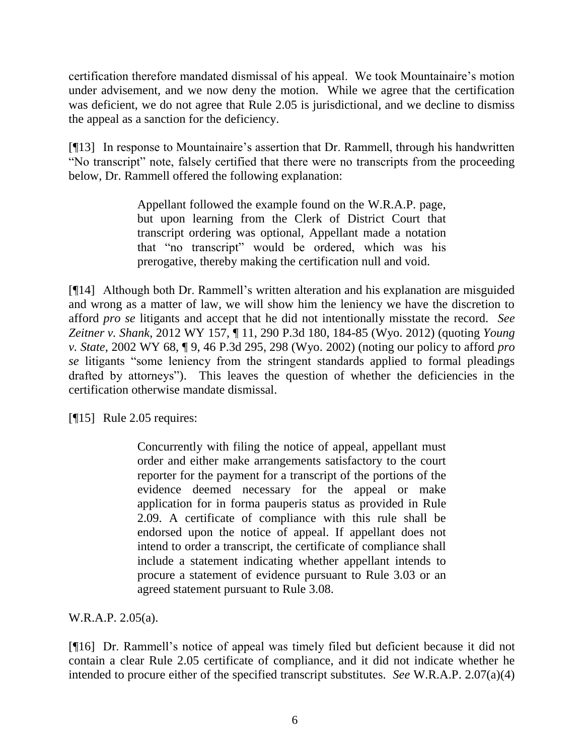certification therefore mandated dismissal of his appeal. We took Mountainaire's motion under advisement, and we now deny the motion. While we agree that the certification was deficient, we do not agree that Rule 2.05 is jurisdictional, and we decline to dismiss the appeal as a sanction for the deficiency.

[¶13] In response to Mountainaire's assertion that Dr. Rammell, through his handwritten "No transcript" note, falsely certified that there were no transcripts from the proceeding below, Dr. Rammell offered the following explanation:

> Appellant followed the example found on the W.R.A.P. page, but upon learning from the Clerk of District Court that transcript ordering was optional, Appellant made a notation that "no transcript" would be ordered, which was his prerogative, thereby making the certification null and void.

[¶14] Although both Dr. Rammell's written alteration and his explanation are misguided and wrong as a matter of law, we will show him the leniency we have the discretion to afford *pro se* litigants and accept that he did not intentionally misstate the record. *See Zeitner v. Shank*, 2012 WY 157, ¶ 11, 290 P.3d 180, 184-85 (Wyo. 2012) (quoting *Young v. State*, 2002 WY 68, ¶ 9, 46 P.3d 295, 298 (Wyo. 2002) (noting our policy to afford *pro se* litigants "some leniency from the stringent standards applied to formal pleadings drafted by attorneys"). This leaves the question of whether the deficiencies in the certification otherwise mandate dismissal.

[¶15] Rule 2.05 requires:

> Concurrently with filing the notice of appeal, appellant must order and either make arrangements satisfactory to the court reporter for the payment for a transcript of the portions of the evidence deemed necessary for the appeal or make application for in forma pauperis status as provided in Rule 2.09. A certificate of compliance with this rule shall be endorsed upon the notice of appeal. If appellant does not intend to order a transcript, the certificate of compliance shall include a statement indicating whether appellant intends to procure a statement of evidence pursuant to Rule 3.03 or an agreed statement pursuant to Rule 3.08.

W.R.A.P. 2.05(a).

[¶16] Dr. Rammell's notice of appeal was timely filed but deficient because it did not contain a clear Rule 2.05 certificate of compliance, and it did not indicate whether he intended to procure either of the specified transcript substitutes. *See* W.R.A.P. 2.07(a)(4)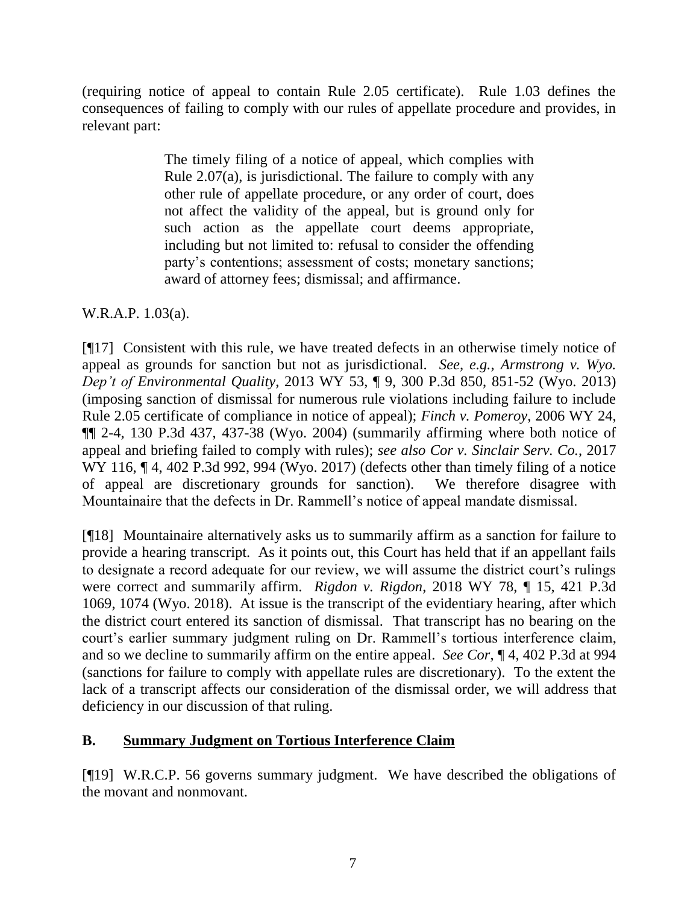(requiring notice of appeal to contain Rule 2.05 certificate). Rule 1.03 defines the consequences of failing to comply with our rules of appellate procedure and provides, in relevant part:

> The timely filing of a notice of appeal, which complies with Rule 2.07(a), is jurisdictional. The failure to comply with any other rule of appellate procedure, or any order of court, does not affect the validity of the appeal, but is ground only for such action as the appellate court deems appropriate, including but not limited to: refusal to consider the offending party's contentions; assessment of costs; monetary sanctions; award of attorney fees; dismissal; and affirmance.

W.R.A.P. 1.03(a).

[¶17] Consistent with this rule, we have treated defects in an otherwise timely notice of appeal as grounds for sanction but not as jurisdictional. *See, e.g.*, *Armstrong v. Wyo. Dep't of Environmental Quality*, 2013 WY 53, ¶ 9, 300 P.3d 850, 851-52 (Wyo. 2013) (imposing sanction of dismissal for numerous rule violations including failure to include Rule 2.05 certificate of compliance in notice of appeal); *Finch v. Pomeroy*, 2006 WY 24, ¶¶ 2-4, 130 P.3d 437, 437-38 (Wyo. 2004) (summarily affirming where both notice of appeal and briefing failed to comply with rules); *see also Cor v. Sinclair Serv. Co.*, 2017 WY 116, ¶ 4, 402 P.3d 992, 994 (Wyo. 2017) (defects other than timely filing of a notice of appeal are discretionary grounds for sanction). We therefore disagree with Mountainaire that the defects in Dr. Rammell's notice of appeal mandate dismissal.

[¶18] Mountainaire alternatively asks us to summarily affirm as a sanction for failure to provide a hearing transcript. As it points out, this Court has held that if an appellant fails to designate a record adequate for our review, we will assume the district court's rulings were correct and summarily affirm. *Rigdon v. Rigdon*, 2018 WY 78, ¶ 15, 421 P.3d 1069, 1074 (Wyo. 2018). At issue is the transcript of the evidentiary hearing, after which the district court entered its sanction of dismissal. That transcript has no bearing on the court's earlier summary judgment ruling on Dr. Rammell's tortious interference claim, and so we decline to summarily affirm on the entire appeal. *See Cor*, ¶ 4, 402 P.3d at 994 (sanctions for failure to comply with appellate rules are discretionary). To the extent the lack of a transcript affects our consideration of the dismissal order, we will address that deficiency in our discussion of that ruling.

## B. Summary Judgment on Tortious Interference Claim

[¶19] W.R.C.P. 56 governs summary judgment. We have described the obligations of the movant and nonmovant.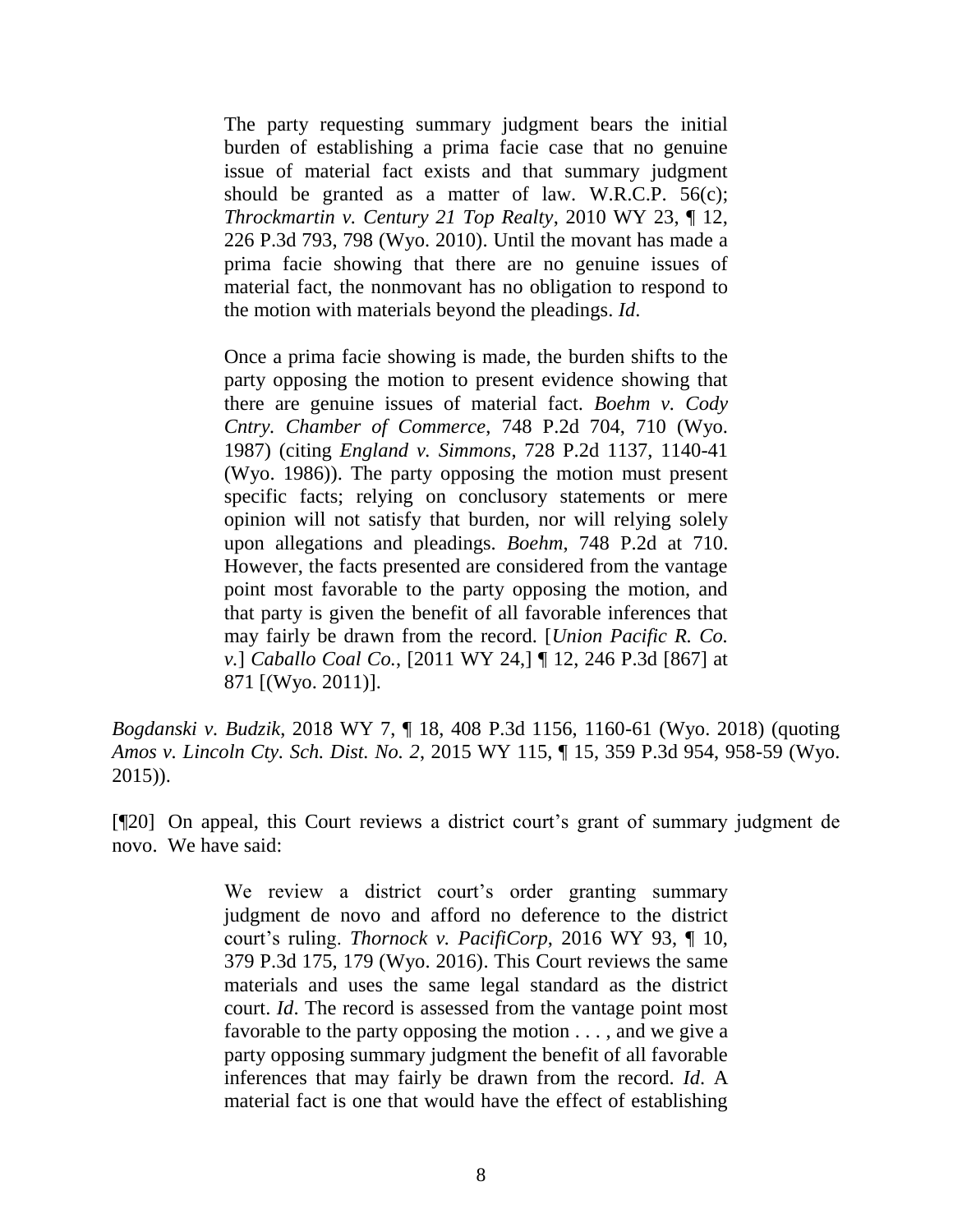> The party requesting summary judgment bears the initial burden of establishing a prima facie case that no genuine issue of material fact exists and that summary judgment should be granted as a matter of law. W.R.C.P. 56(c); *Throckmartin v. Century 21 Top Realty*, 2010 WY 23, ¶ 12, 226 P.3d 793, 798 (Wyo. 2010). Until the movant has made a prima facie showing that there are no genuine issues of material fact, the nonmovant has no obligation to respond to the motion with materials beyond the pleadings. *Id*.
>
> Once a prima facie showing is made, the burden shifts to the party opposing the motion to present evidence showing that there are genuine issues of material fact. *Boehm v. Cody Cntry. Chamber of Commerce*, 748 P.2d 704, 710 (Wyo. 1987) (citing *England v. Simmons*, 728 P.2d 1137, 1140-41 (Wyo. 1986)). The party opposing the motion must present specific facts; relying on conclusory statements or mere opinion will not satisfy that burden, nor will relying solely upon allegations and pleadings. *Boehm*, 748 P.2d at 710. However, the facts presented are considered from the vantage point most favorable to the party opposing the motion, and that party is given the benefit of all favorable inferences that may fairly be drawn from the record. [*Union Pacific R. Co. v.*] *Caballo Coal Co.*, [2011 WY 24,] ¶ 12, 246 P.3d [867] at 871 [(Wyo. 2011)].

*Bogdanski v. Budzik*, 2018 WY 7, ¶ 18, 408 P.3d 1156, 1160-61 (Wyo. 2018) (quoting *Amos v. Lincoln Cty. Sch. Dist. No. 2*, 2015 WY 115, ¶ 15, 359 P.3d 954, 958-59 (Wyo. 2015)).

[¶20] On appeal, this Court reviews a district court's grant of summary judgment de novo. We have said:

> We review a district court's order granting summary judgment de novo and afford no deference to the district court's ruling. *Thornock v. PacifiCorp*, 2016 WY 93, ¶ 10, 379 P.3d 175, 179 (Wyo. 2016). This Court reviews the same materials and uses the same legal standard as the district court. *Id*. The record is assessed from the vantage point most favorable to the party opposing the motion . . . , and we give a party opposing summary judgment the benefit of all favorable inferences that may fairly be drawn from the record. *Id*. A material fact is one that would have the effect of establishing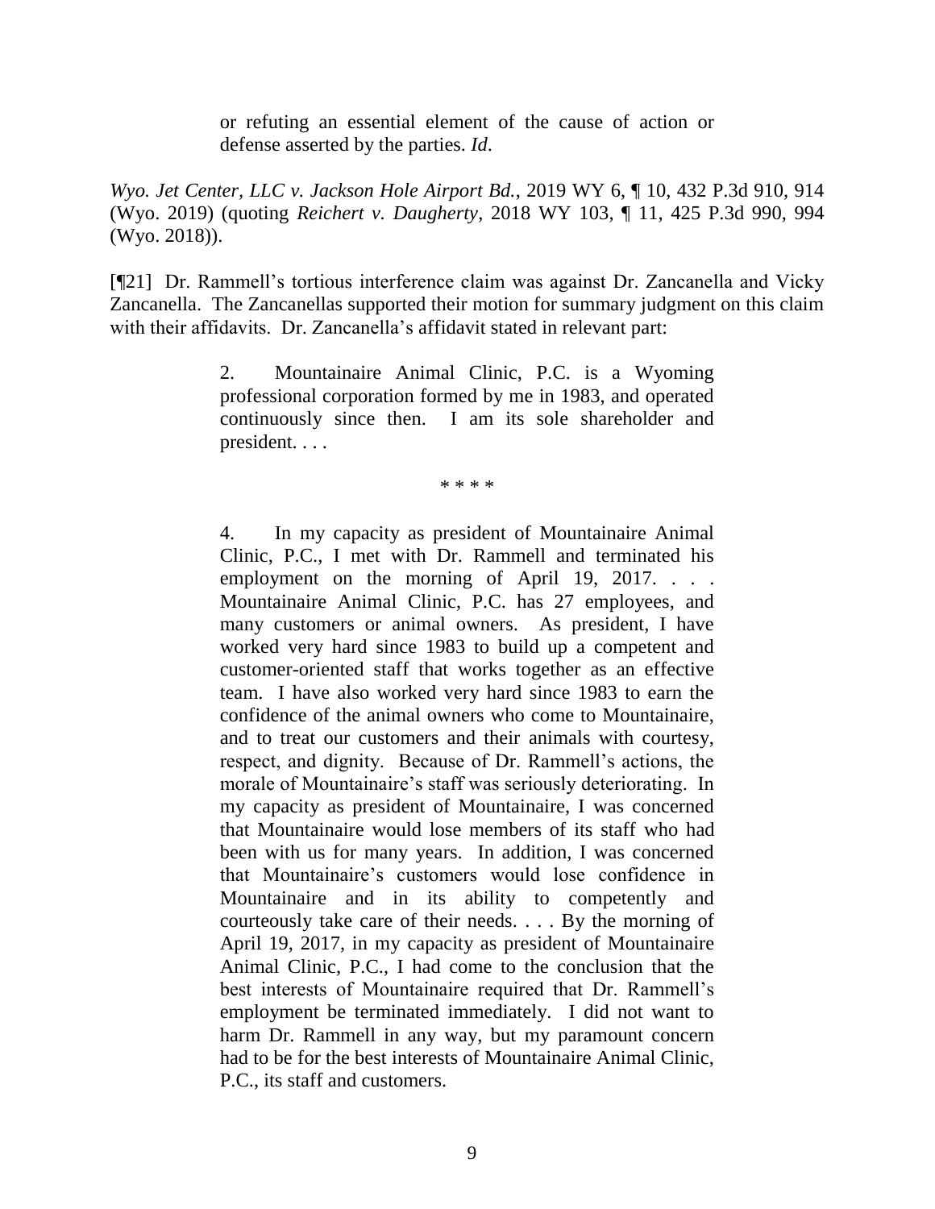> or refuting an essential element of the cause of action or defense asserted by the parties. *Id*.

*Wyo. Jet Center, LLC v. Jackson Hole Airport Bd.*, 2019 WY 6, ¶ 10, 432 P.3d 910, 914 (Wyo. 2019) (quoting *Reichert v. Daugherty*, 2018 WY 103, ¶ 11, 425 P.3d 990, 994 (Wyo. 2018)).

[¶21] Dr. Rammell's tortious interference claim was against Dr. Zancanella and Vicky Zancanella. The Zancanellas supported their motion for summary judgment on this claim with their affidavits. Dr. Zancanella's affidavit stated in relevant part:

> 2. Mountainaire Animal Clinic, P.C. is a Wyoming professional corporation formed by me in 1983, and operated continuously since then. I am its sole shareholder and president. . . .
>
> \* \* \* \*
>
> 4. In my capacity as president of Mountainaire Animal Clinic, P.C., I met with Dr. Rammell and terminated his employment on the morning of April 19, 2017. . . . Mountainaire Animal Clinic, P.C. has 27 employees, and many customers or animal owners. As president, I have worked very hard since 1983 to build up a competent and customer-oriented staff that works together as an effective team. I have also worked very hard since 1983 to earn the confidence of the animal owners who come to Mountainaire, and to treat our customers and their animals with courtesy, respect, and dignity. Because of Dr. Rammell's actions, the morale of Mountainaire's staff was seriously deteriorating. In my capacity as president of Mountainaire, I was concerned that Mountainaire would lose members of its staff who had been with us for many years. In addition, I was concerned that Mountainaire's customers would lose confidence in Mountainaire and in its ability to competently and courteously take care of their needs. . . . By the morning of April 19, 2017, in my capacity as president of Mountainaire Animal Clinic, P.C., I had come to the conclusion that the best interests of Mountainaire required that Dr. Rammell's employment be terminated immediately. I did not want to harm Dr. Rammell in any way, but my paramount concern had to be for the best interests of Mountainaire Animal Clinic, P.C., its staff and customers.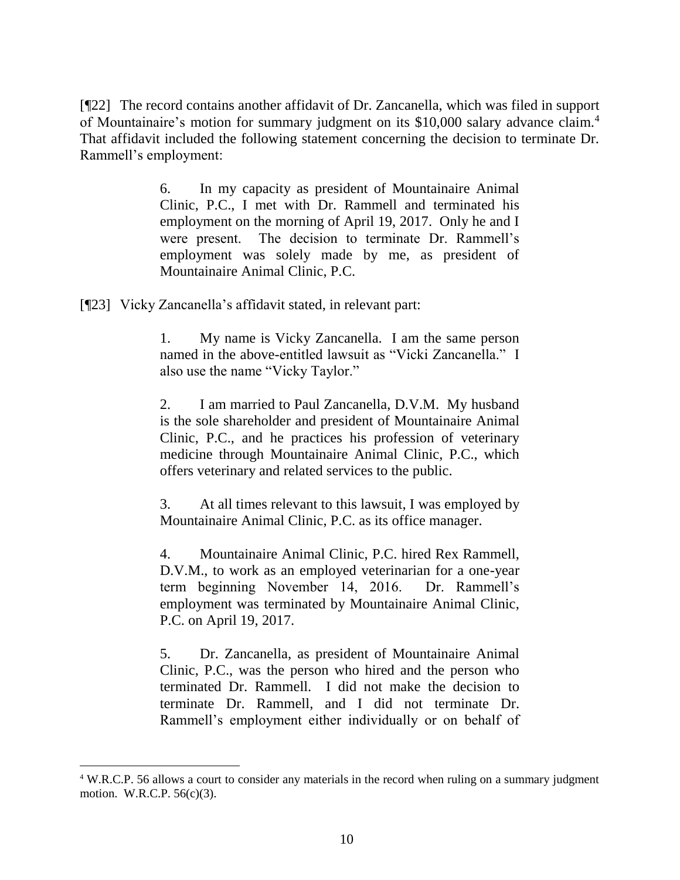[¶22] The record contains another affidavit of Dr. Zancanella, which was filed in support of Mountainaire's motion for summary judgment on its $10,000 salary advance claim.[4] That affidavit included the following statement concerning the decision to terminate Dr. Rammell's employment:

> 6. In my capacity as president of Mountainaire Animal Clinic, P.C., I met with Dr. Rammell and terminated his employment on the morning of April 19, 2017. Only he and I were present. The decision to terminate Dr. Rammell's employment was solely made by me, as president of Mountainaire Animal Clinic, P.C.

[¶23] Vicky Zancanella's affidavit stated, in relevant part:

> 1. My name is Vicky Zancanella. I am the same person named in the above-entitled lawsuit as "Vicki Zancanella." I also use the name "Vicky Taylor."
>
> 2. I am married to Paul Zancanella, D.V.M. My husband is the sole shareholder and president of Mountainaire Animal Clinic, P.C., and he practices his profession of veterinary medicine through Mountainaire Animal Clinic, P.C., which offers veterinary and related services to the public.
>
> 3. At all times relevant to this lawsuit, I was employed by Mountainaire Animal Clinic, P.C. as its office manager.
>
> 4. Mountainaire Animal Clinic, P.C. hired Rex Rammell, D.V.M., to work as an employed veterinarian for a one-year term beginning November 14, 2016. Dr. Rammell's employment was terminated by Mountainaire Animal Clinic, P.C. on April 19, 2017.
>
> 5. Dr. Zancanella, as president of Mountainaire Animal Clinic, P.C., was the person who hired and the person who terminated Dr. Rammell. I did not make the decision to terminate Dr. Rammell, and I did not terminate Dr. Rammell's employment either individually or on behalf of

---

[4] W.R.C.P. 56 allows a court to consider any materials in the record when ruling on a summary judgment motion. W.R.C.P. 56(c)(3).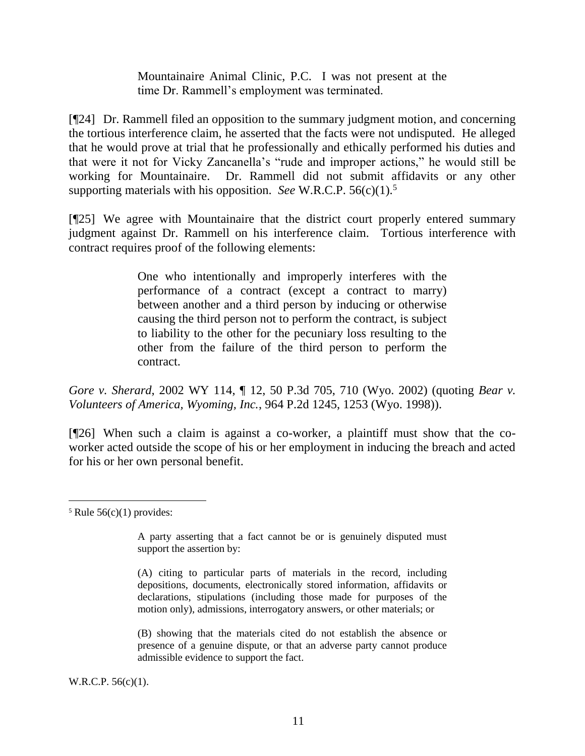> Mountainaire Animal Clinic, P.C. I was not present at the time Dr. Rammell's employment was terminated.

[¶24] Dr. Rammell filed an opposition to the summary judgment motion, and concerning the tortious interference claim, he asserted that the facts were not undisputed. He alleged that he would prove at trial that he professionally and ethically performed his duties and that were it not for Vicky Zancanella's "rude and improper actions," he would still be working for Mountainaire. Dr. Rammell did not submit affidavits or any other supporting materials with his opposition. *See* W.R.C.P. 56(c)(1).[5]

[¶25] We agree with Mountainaire that the district court properly entered summary judgment against Dr. Rammell on his interference claim. Tortious interference with contract requires proof of the following elements:

> One who intentionally and improperly interferes with the performance of a contract (except a contract to marry) between another and a third person by inducing or otherwise causing the third person not to perform the contract, is subject to liability to the other for the pecuniary loss resulting to the other from the failure of the third person to perform the contract.

*Gore v. Sherard*, 2002 WY 114, ¶ 12, 50 P.3d 705, 710 (Wyo. 2002) (quoting *Bear v. Volunteers of America, Wyoming, Inc.*, 964 P.2d 1245, 1253 (Wyo. 1998)).

[¶26] When such a claim is against a co-worker, a plaintiff must show that the co-worker acted outside the scope of his or her employment in inducing the breach and acted for his or her own personal benefit.

---

[5] Rule 56(c)(1) provides:

> A party asserting that a fact cannot be or is genuinely disputed must support the assertion by:
>
> (A) citing to particular parts of materials in the record, including depositions, documents, electronically stored information, affidavits or declarations, stipulations (including those made for purposes of the motion only), admissions, interrogatory answers, or other materials; or
>
> (B) showing that the materials cited do not establish the absence or presence of a genuine dispute, or that an adverse party cannot produce admissible evidence to support the fact.

W.R.C.P. 56(c)(1).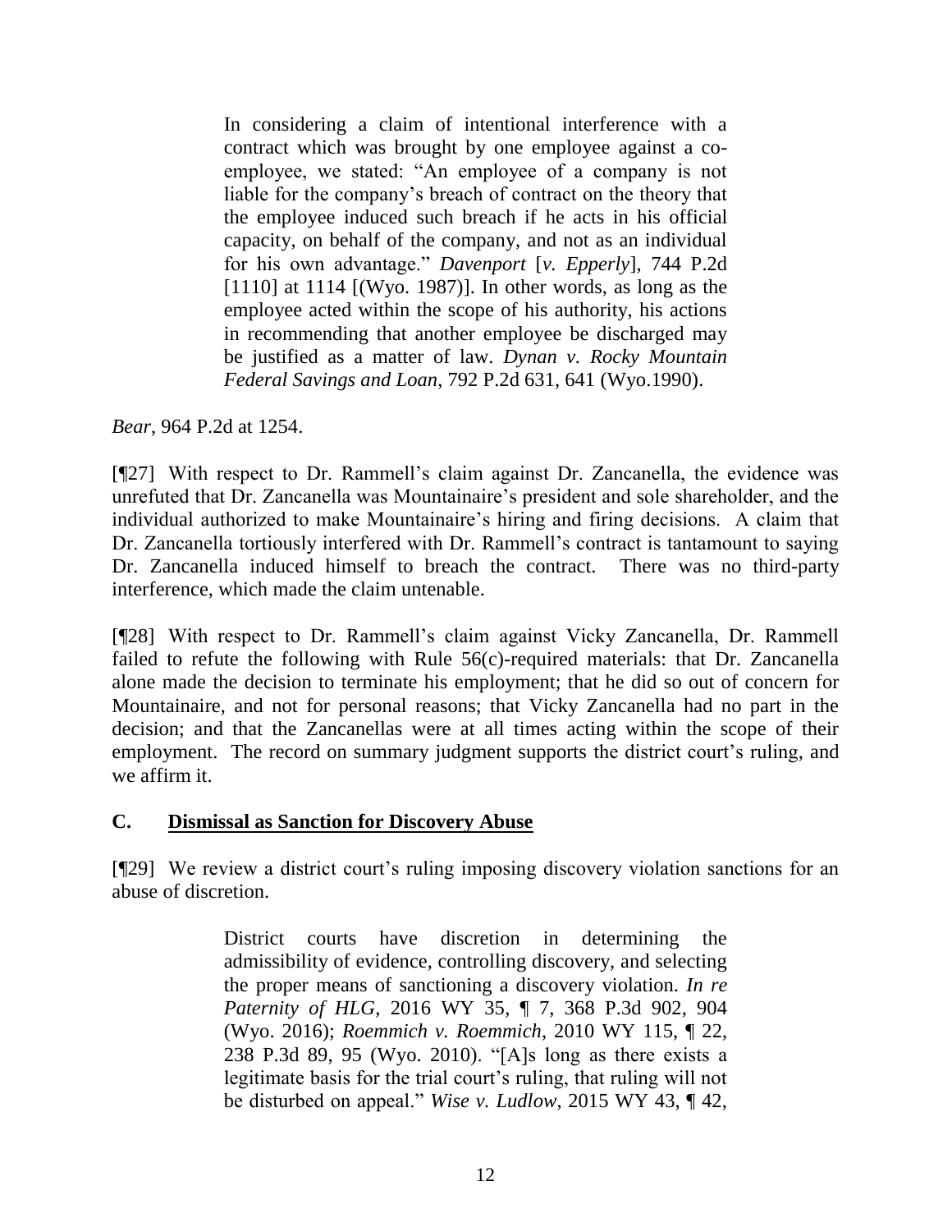> In considering a claim of intentional interference with a contract which was brought by one employee against a co-employee, we stated: "An employee of a company is not liable for the company's breach of contract on the theory that the employee induced such breach if he acts in his official capacity, on behalf of the company, and not as an individual for his own advantage." *Davenport* [*v. Epperly*], 744 P.2d [1110] at 1114 [(Wyo. 1987)]. In other words, as long as the employee acted within the scope of his authority, his actions in recommending that another employee be discharged may be justified as a matter of law. *Dynan v. Rocky Mountain Federal Savings and Loan*, 792 P.2d 631, 641 (Wyo.1990).

*Bear*, 964 P.2d at 1254.

[¶27] With respect to Dr. Rammell's claim against Dr. Zancanella, the evidence was unrefuted that Dr. Zancanella was Mountainaire's president and sole shareholder, and the individual authorized to make Mountainaire's hiring and firing decisions. A claim that Dr. Zancanella tortiously interfered with Dr. Rammell's contract is tantamount to saying Dr. Zancanella induced himself to breach the contract. There was no third-party interference, which made the claim untenable.

[¶28] With respect to Dr. Rammell's claim against Vicky Zancanella, Dr. Rammell failed to refute the following with Rule 56(c)-required materials: that Dr. Zancanella alone made the decision to terminate his employment; that he did so out of concern for Mountainaire, and not for personal reasons; that Vicky Zancanella had no part in the decision; and that the Zancanellas were at all times acting within the scope of their employment. The record on summary judgment supports the district court's ruling, and we affirm it.

### C. Dismissal as Sanction for Discovery Abuse

[¶29] We review a district court's ruling imposing discovery violation sanctions for an abuse of discretion.

> District courts have discretion in determining the admissibility of evidence, controlling discovery, and selecting the proper means of sanctioning a discovery violation. *In re Paternity of HLG*, 2016 WY 35, ¶ 7, 368 P.3d 902, 904 (Wyo. 2016); *Roemmich v. Roemmich*, 2010 WY 115, ¶ 22, 238 P.3d 89, 95 (Wyo. 2010). "[A]s long as there exists a legitimate basis for the trial court's ruling, that ruling will not be disturbed on appeal." *Wise v. Ludlow*, 2015 WY 43, ¶ 42,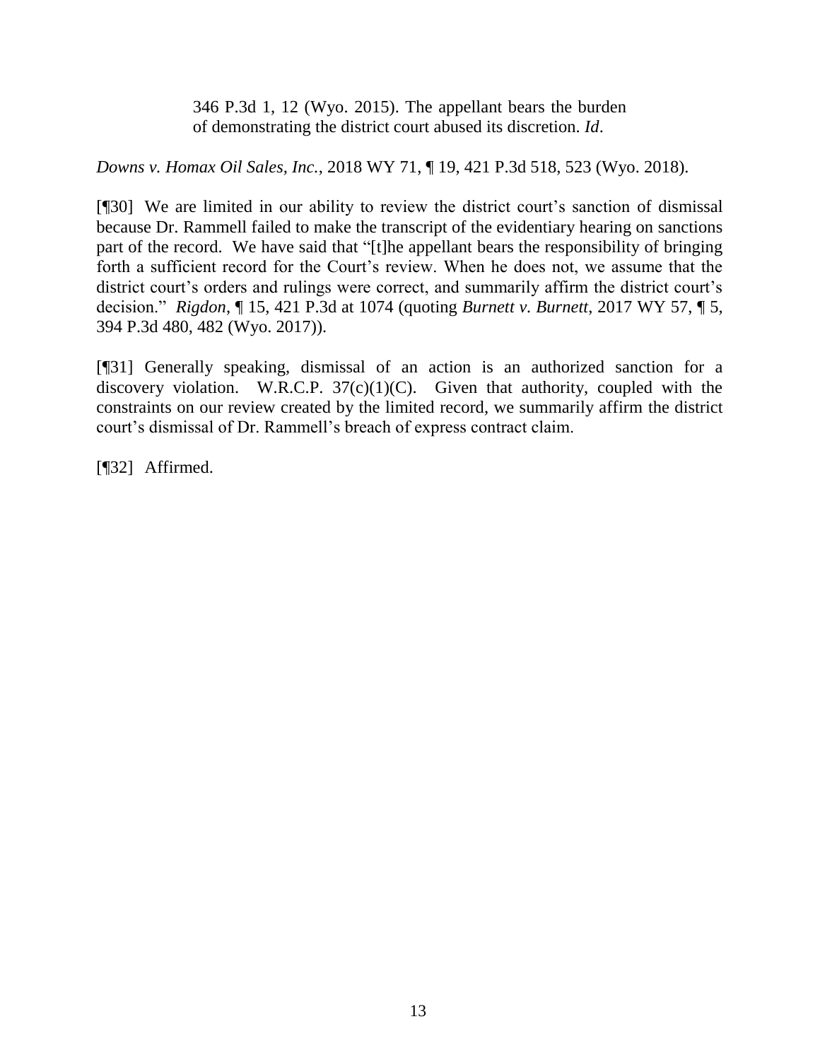> 346 P.3d 1, 12 (Wyo. 2015). The appellant bears the burden of demonstrating the district court abused its discretion. *Id*.

*Downs v. Homax Oil Sales, Inc.*, 2018 WY 71, ¶ 19, 421 P.3d 518, 523 (Wyo. 2018).

[¶30] We are limited in our ability to review the district court's sanction of dismissal because Dr. Rammell failed to make the transcript of the evidentiary hearing on sanctions part of the record. We have said that "[t]he appellant bears the responsibility of bringing forth a sufficient record for the Court's review. When he does not, we assume that the district court's orders and rulings were correct, and summarily affirm the district court's decision." *Rigdon*, ¶ 15, 421 P.3d at 1074 (quoting *Burnett v. Burnett*, 2017 WY 57, ¶ 5, 394 P.3d 480, 482 (Wyo. 2017)).

[¶31] Generally speaking, dismissal of an action is an authorized sanction for a discovery violation. W.R.C.P. 37(c)(1)(C). Given that authority, coupled with the constraints on our review created by the limited record, we summarily affirm the district court's dismissal of Dr. Rammell's breach of express contract claim.

[¶32] Affirmed.